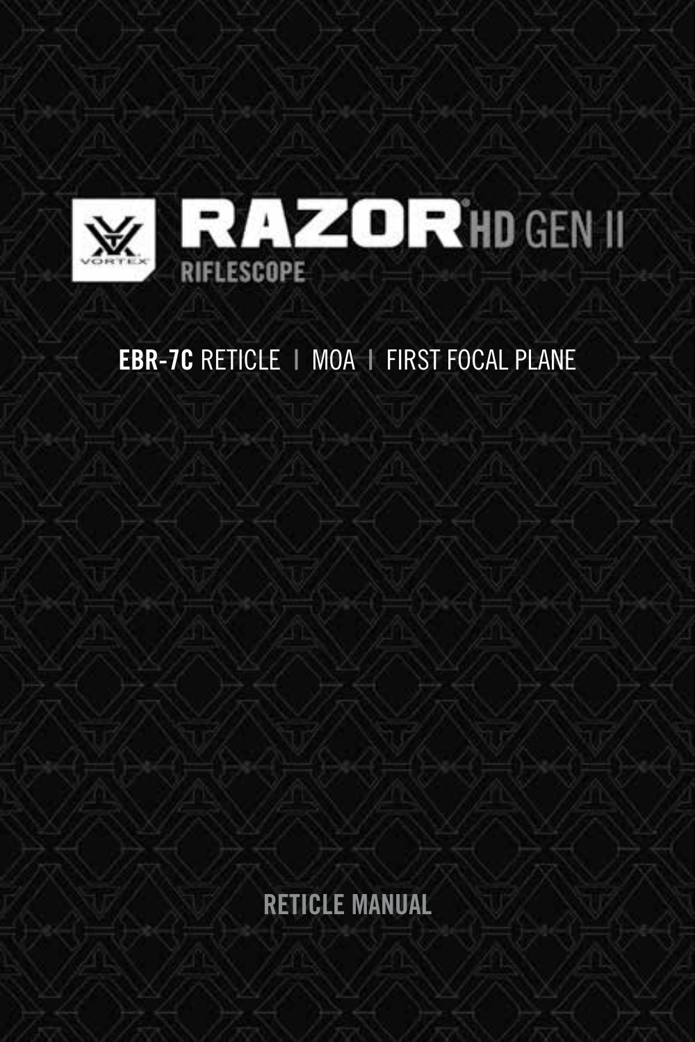# RAZOR® HD GEN II

RIFLESCOPE

**EBR-7C** RETICLE | MOA | FIRST FOCAL PLANE

RETICLE MANUAL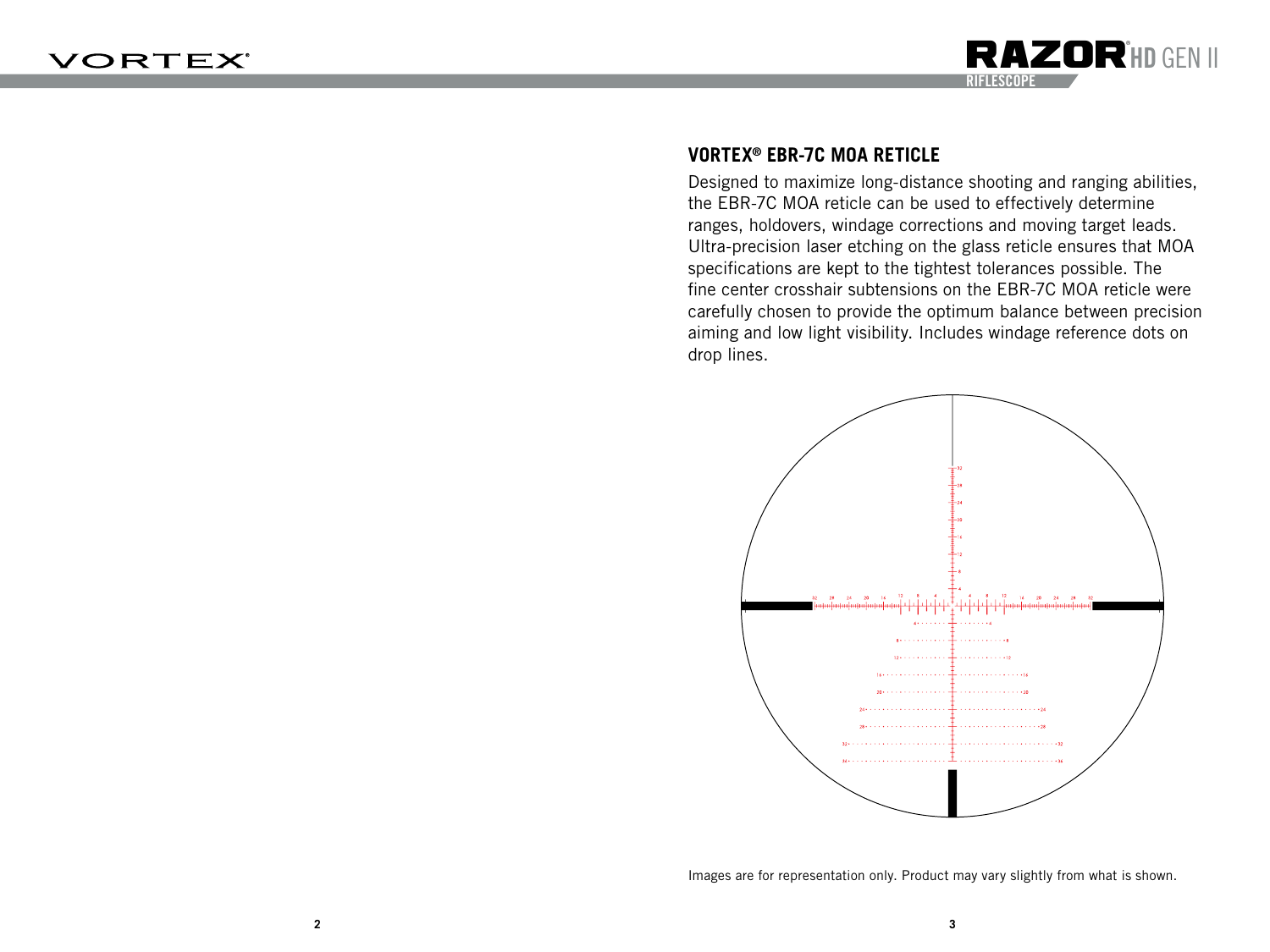## VORTEX® EBR-7C MOA RETICLE

Designed to maximize long-distance shooting and ranging abilities, the EBR-7C MOA reticle can be used to effectively determine ranges, holdovers, windage corrections and moving target leads. Ultra-precision laser etching on the glass reticle ensures that MOA specifications are kept to the tightest tolerances possible. The fine center crosshair subtensions on the EBR-7C MOA reticle were carefully chosen to provide the optimum balance between precision aiming and low light visibility. Includes windage reference dots on drop lines.

Images are for representation only. Product may vary slightly from what is shown.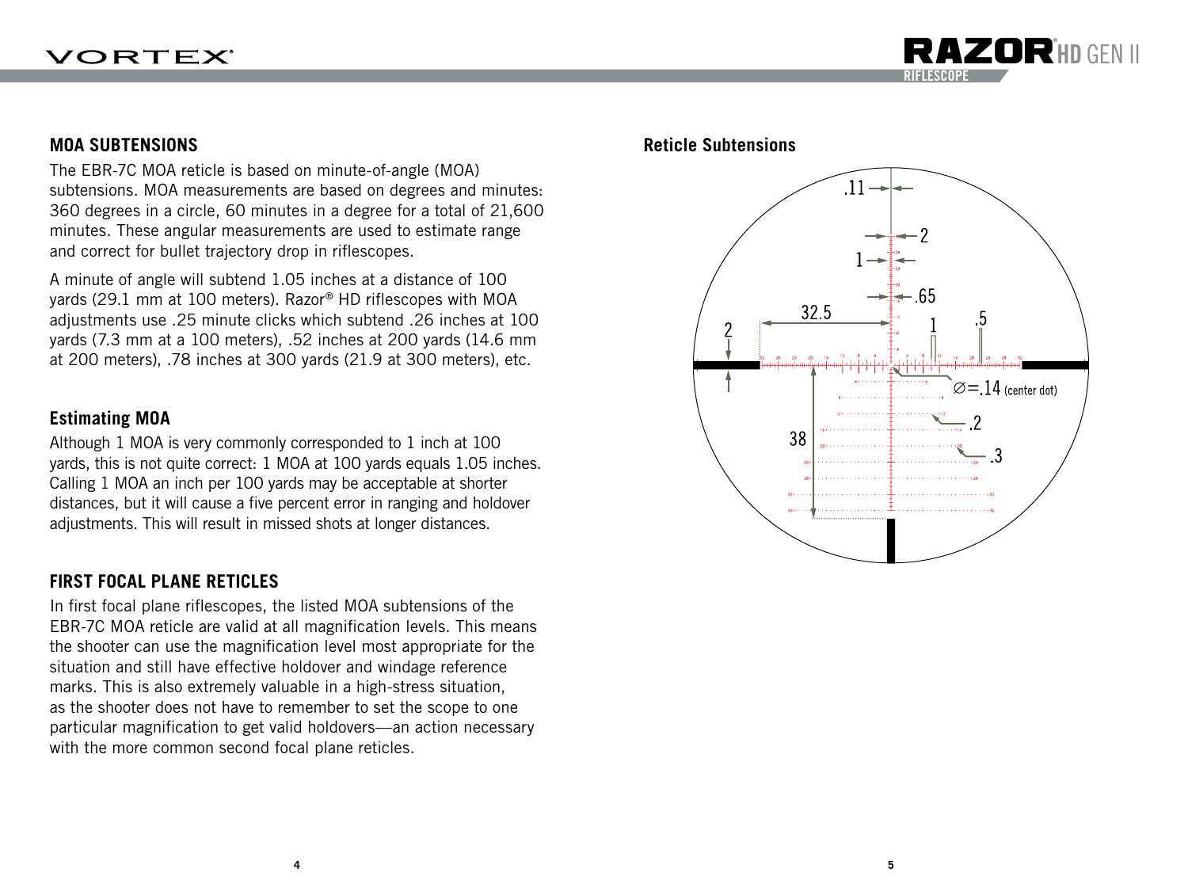## MOA SUBTENSIONS

The EBR-7C MOA reticle is based on minute-of-angle (MOA) subtensions. MOA measurements are based on degrees and minutes: 360 degrees in a circle, 60 minutes in a degree for a total of 21,600 minutes. These angular measurements are used to estimate range and correct for bullet trajectory drop in riflescopes.

A minute of angle will subtend 1.05 inches at a distance of 100 yards (29.1 mm at 100 meters). Razor® HD riflescopes with MOA adjustments use .25 minute clicks which subtend .26 inches at 100 yards (7.3 mm at a 100 meters), .52 inches at 200 yards (14.6 mm at 200 meters), .78 inches at 300 yards (21.9 at 300 meters), etc.

### Estimating MOA

Although 1 MOA is very commonly corresponded to 1 inch at 100 yards, this is not quite correct: 1 MOA at 100 yards equals 1.05 inches. Calling 1 MOA an inch per 100 yards may be acceptable at shorter distances, but it will cause a five percent error in ranging and holdover adjustments. This will result in missed shots at longer distances.

## FIRST FOCAL PLANE RETICLES

In first focal plane riflescopes, the listed MOA subtensions of the EBR-7C MOA reticle are valid at all magnification levels. This means the shooter can use the magnification level most appropriate for the situation and still have effective holdover and windage reference marks. This is also extremely valuable in a high-stress situation, as the shooter does not have to remember to set the scope to one particular magnification to get valid holdovers—an action necessary with the more common second focal plane reticles.

### Reticle Subtensions

.11 | 2 | 1 | .65 | 32.5 | 2 | 1 | .5 | ∅=.14 (center dot) | .2 | 38 | .3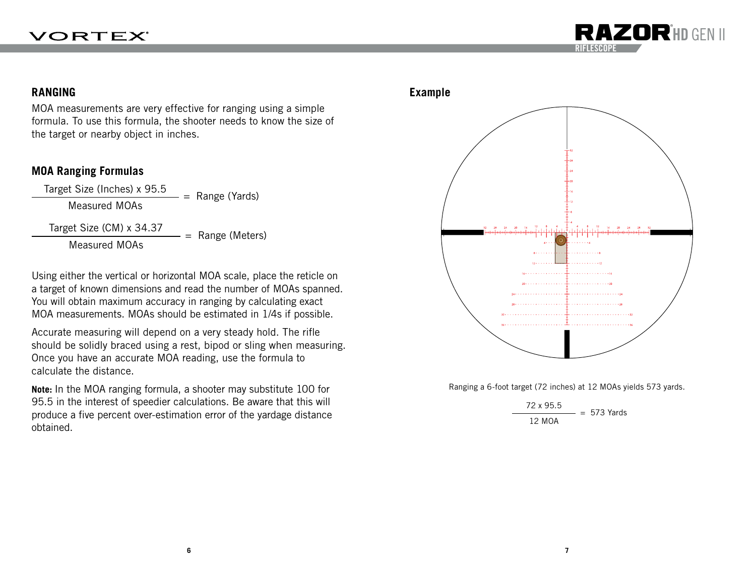## RANGING

MOA measurements are very effective for ranging using a simple formula. To use this formula, the shooter needs to know the size of the target or nearby object in inches.

### MOA Ranging Formulas

$$\frac{\text{Target Size (Inches)} \times 95.5}{\text{Measured MOAs}} = \text{Range (Yards)}$$

$$\frac{\text{Target Size (CM)} \times 34.37}{\text{Measured MOAs}} = \text{Range (Meters)}$$

Using either the vertical or horizontal MOA scale, place the reticle on a target of known dimensions and read the number of MOAs spanned. You will obtain maximum accuracy in ranging by calculating exact MOA measurements. MOAs should be estimated in 1/4s if possible.

Accurate measuring will depend on a very steady hold. The rifle should be solidly braced using a rest, bipod or sling when measuring. Once you have an accurate MOA reading, use the formula to calculate the distance.

**Note:** In the MOA ranging formula, a shooter may substitute 100 for 95.5 in the interest of speedier calculations. Be aware that this will produce a five percent over-estimation error of the yardage distance obtained.

### Example

Ranging a 6-foot target (72 inches) at 12 MOAs yields 573 yards.

$$\frac{72 \times 95.5}{12 \text{ MOA}} = 573 \text{ Yards}$$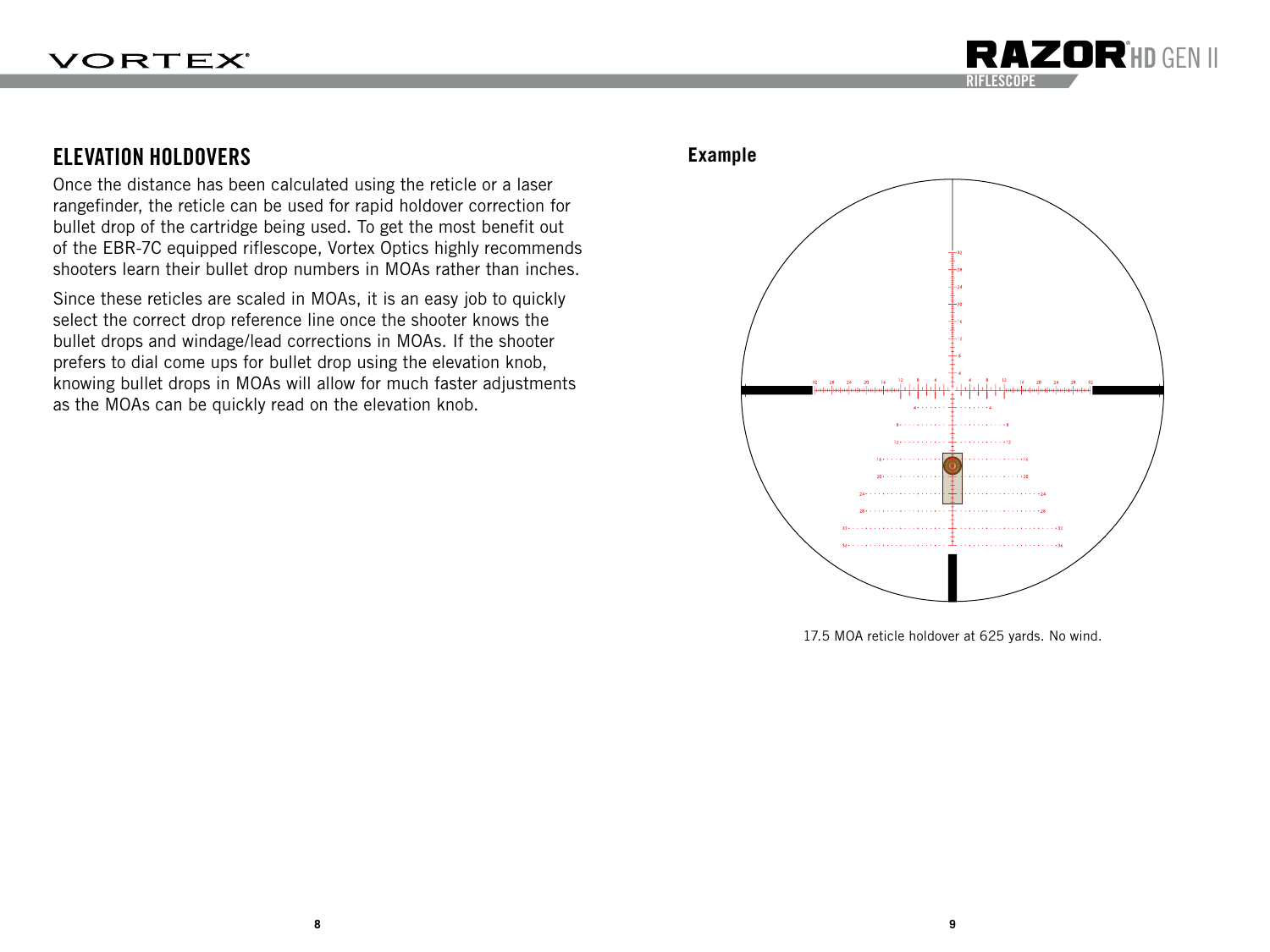## ELEVATION HOLDOVERS

Once the distance has been calculated using the reticle or a laser rangefinder, the reticle can be used for rapid holdover correction for bullet drop of the cartridge being used. To get the most benefit out of the EBR-7C equipped riflescope, Vortex Optics highly recommends shooters learn their bullet drop numbers in MOAs rather than inches.

Since these reticles are scaled in MOAs, it is an easy job to quickly select the correct drop reference line once the shooter knows the bullet drops and windage/lead corrections in MOAs. If the shooter prefers to dial come ups for bullet drop using the elevation knob, knowing bullet drops in MOAs will allow for much faster adjustments as the MOAs can be quickly read on the elevation knob.

**Example**

17.5 MOA reticle holdover at 625 yards. No wind.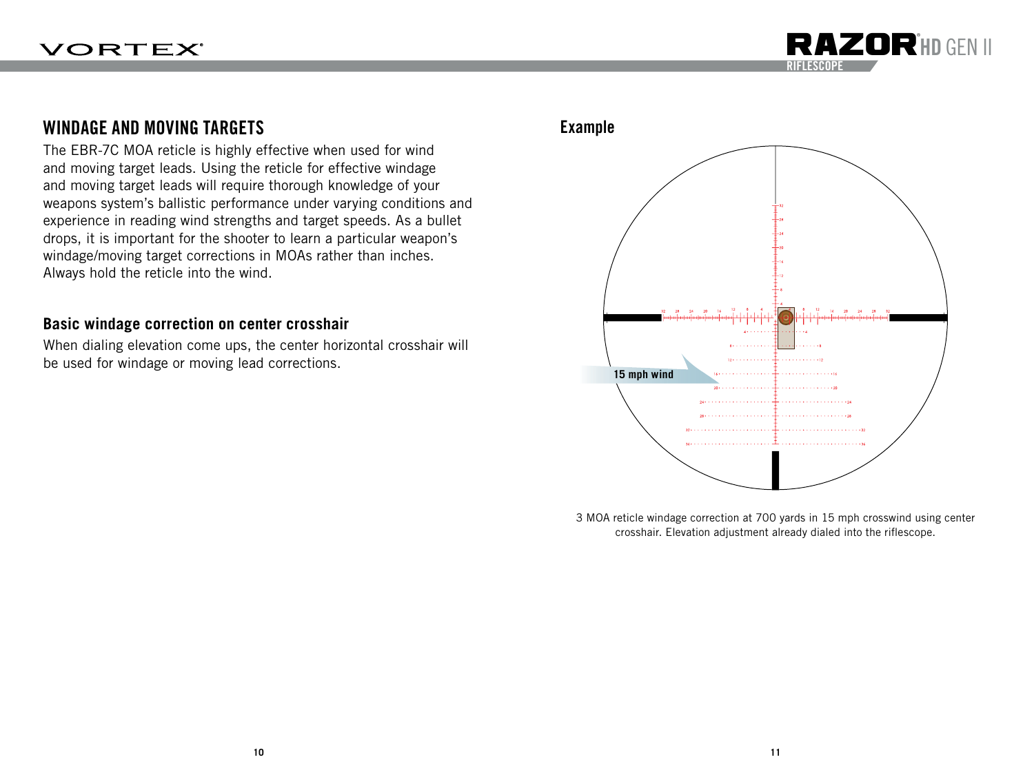## WINDAGE AND MOVING TARGETS

The EBR-7C MOA reticle is highly effective when used for wind and moving target leads. Using the reticle for effective windage and moving target leads will require thorough knowledge of your weapons system's ballistic performance under varying conditions and experience in reading wind strengths and target speeds. As a bullet drops, it is important for the shooter to learn a particular weapon's windage/moving target corrections in MOAs rather than inches. Always hold the reticle into the wind.

### Basic windage correction on center crosshair

When dialing elevation come ups, the center horizontal crosshair will be used for windage or moving lead corrections.

### Example

15 mph wind

3 MOA reticle windage correction at 700 yards in 15 mph crosswind using center crosshair. Elevation adjustment already dialed into the riflescope.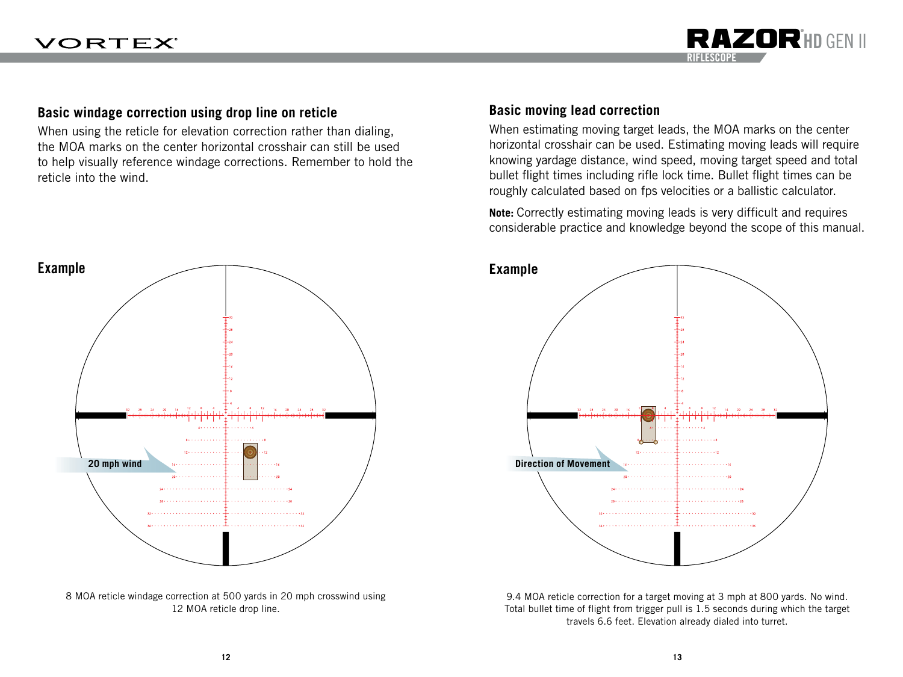## Basic windage correction using drop line on reticle

When using the reticle for elevation correction rather than dialing, the MOA marks on the center horizontal crosshair can still be used to help visually reference windage corrections. Remember to hold the reticle into the wind.

### Example

8 MOA reticle windage correction at 500 yards in 20 mph crosswind using 12 MOA reticle drop line.

## Basic moving lead correction

When estimating moving target leads, the MOA marks on the center horizontal crosshair can be used. Estimating moving leads will require knowing yardage distance, wind speed, moving target speed and total bullet flight times including rifle lock time. Bullet flight times can be roughly calculated based on fps velocities or a ballistic calculator.

**Note:** Correctly estimating moving leads is very difficult and requires considerable practice and knowledge beyond the scope of this manual.

### Example

9.4 MOA reticle correction for a target moving at 3 mph at 800 yards. No wind. Total bullet time of flight from trigger pull is 1.5 seconds during which the target travels 6.6 feet. Elevation already dialed into turret.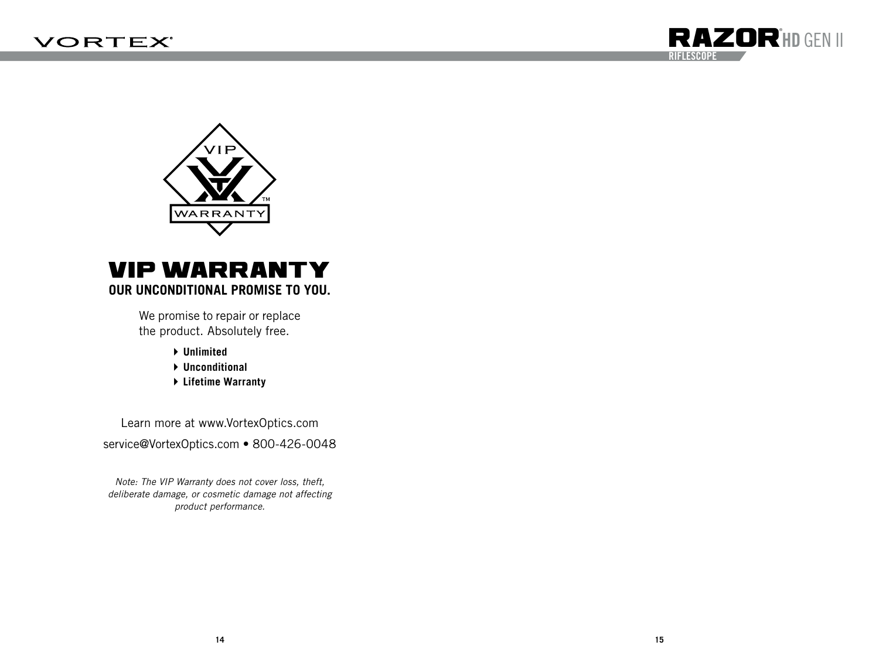# VIP WARRANTY

**OUR UNCONDITIONAL PROMISE TO YOU.**

We promise to repair or replace the product. Absolutely free.

- **Unlimited**
- **Unconditional**
- **Lifetime Warranty**

Learn more at www.VortexOptics.com

service@VortexOptics.com • 800-426-0048

*Note: The VIP Warranty does not cover loss, theft, deliberate damage, or cosmetic damage not affecting product performance.*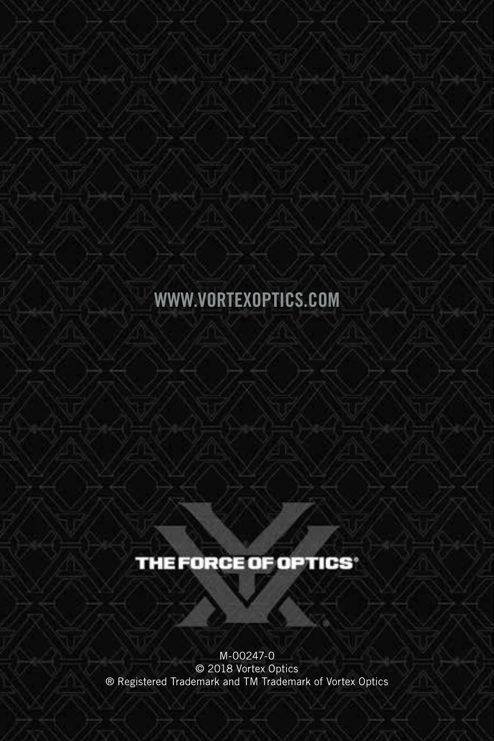WWW.VORTEXOPTICS.COM

THE FORCE OF OPTICS®

M-00247-0
© 2018 Vortex Optics
® Registered Trademark and TM Trademark of Vortex Optics